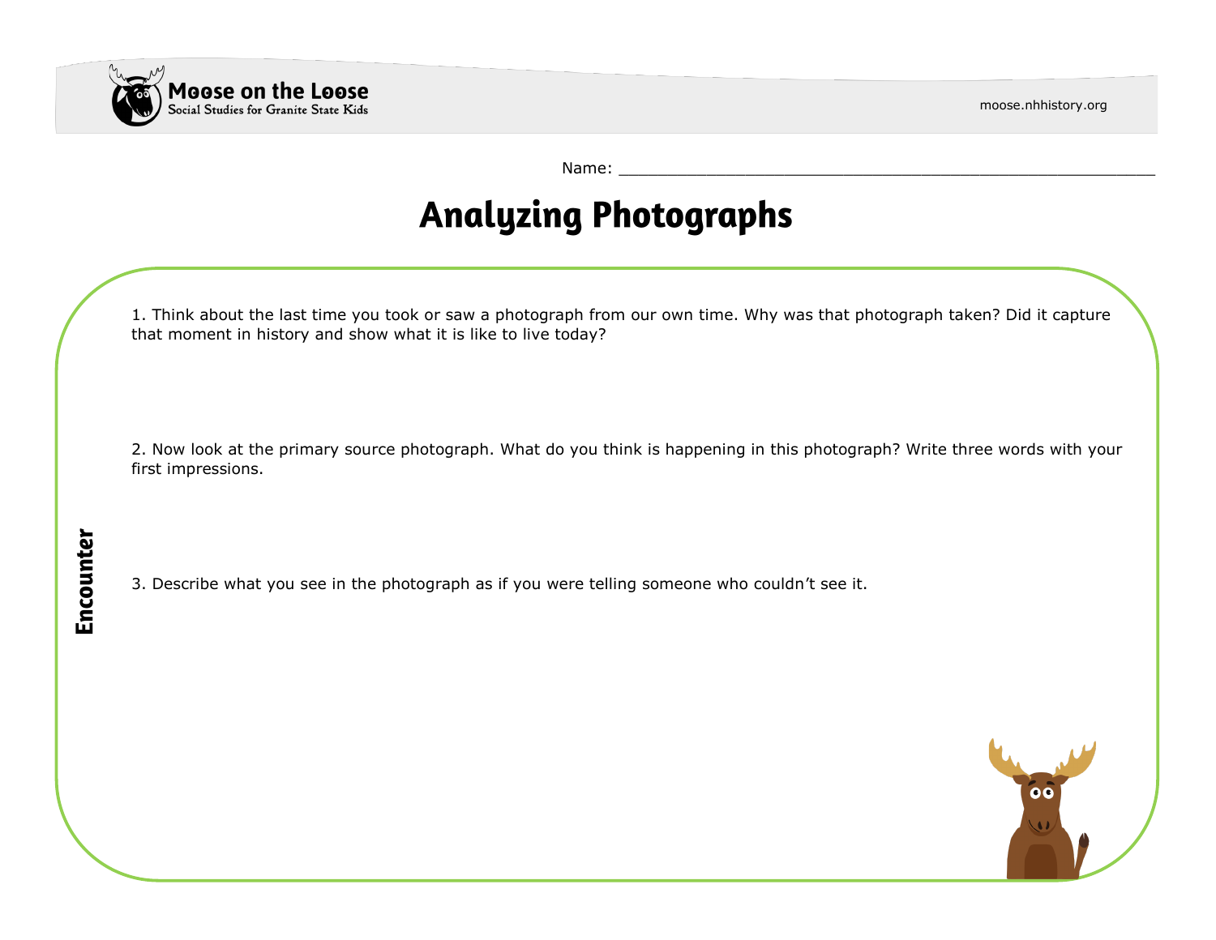Moose on the Loose
Social Studies for Granite State Kids

moose.nhhistory.org

Name: ________________________________________________________

# Analyzing Photographs

**Encounter**

1. Think about the last time you took or saw a photograph from our own time. Why was that photograph taken? Did it capture that moment in history and show what it is like to live today?

2. Now look at the primary source photograph. What do you think is happening in this photograph? Write three words with your first impressions.

3. Describe what you see in the photograph as if you were telling someone who couldn't see it.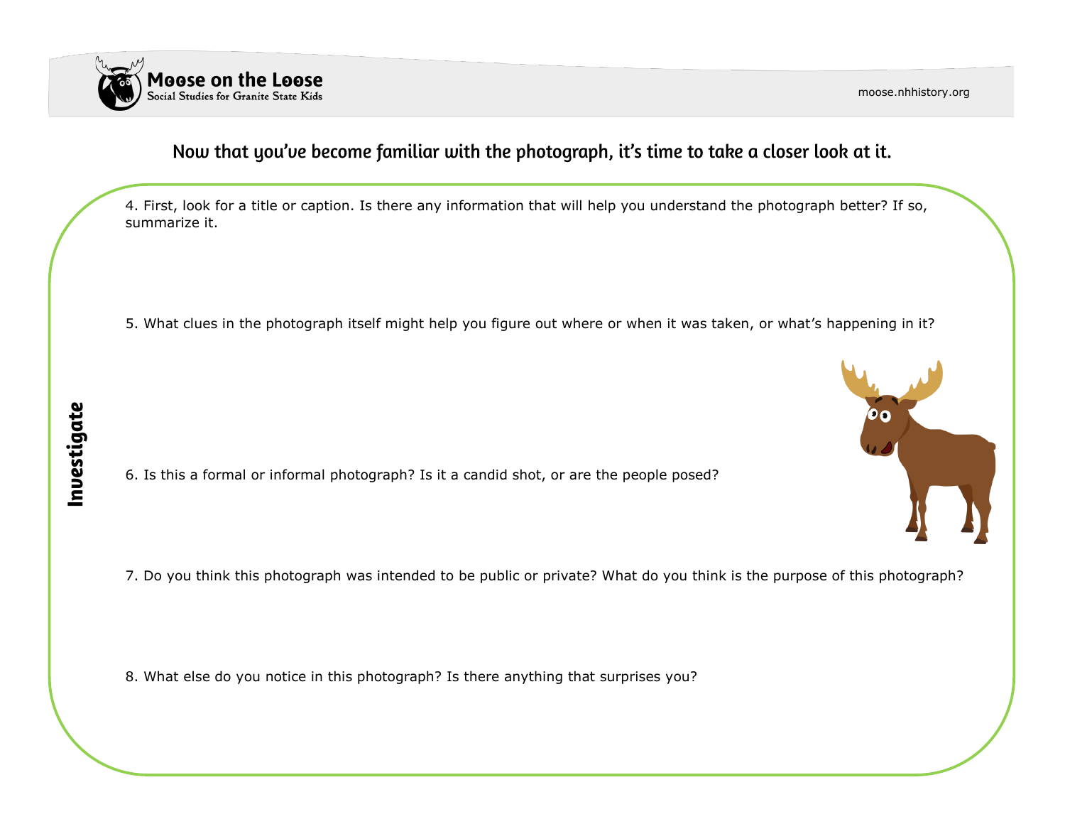Now that you've become familiar with the photograph, it's time to take a closer look at it.

## Investigate

4. First, look for a title or caption. Is there any information that will help you understand the photograph better? If so, summarize it.

5. What clues in the photograph itself might help you figure out where or when it was taken, or what's happening in it?

6. Is this a formal or informal photograph? Is it a candid shot, or are the people posed?

7. Do you think this photograph was intended to be public or private? What do you think is the purpose of this photograph?

8. What else do you notice in this photograph? Is there anything that surprises you?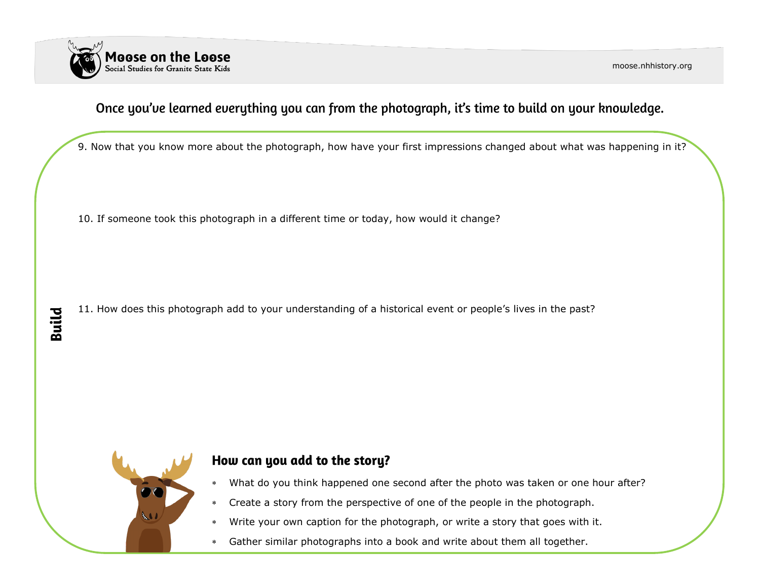Once you've learned everything you can from the photograph, it's time to build on your knowledge.

## Build

9. Now that you know more about the photograph, how have your first impressions changed about what was happening in it?

10. If someone took this photograph in a different time or today, how would it change?

11. How does this photograph add to your understanding of a historical event or people's lives in the past?

### How can you add to the story?

* What do you think happened one second after the photo was taken or one hour after?
* Create a story from the perspective of one of the people in the photograph.
* Write your own caption for the photograph, or write a story that goes with it.
* Gather similar photographs into a book and write about them all together.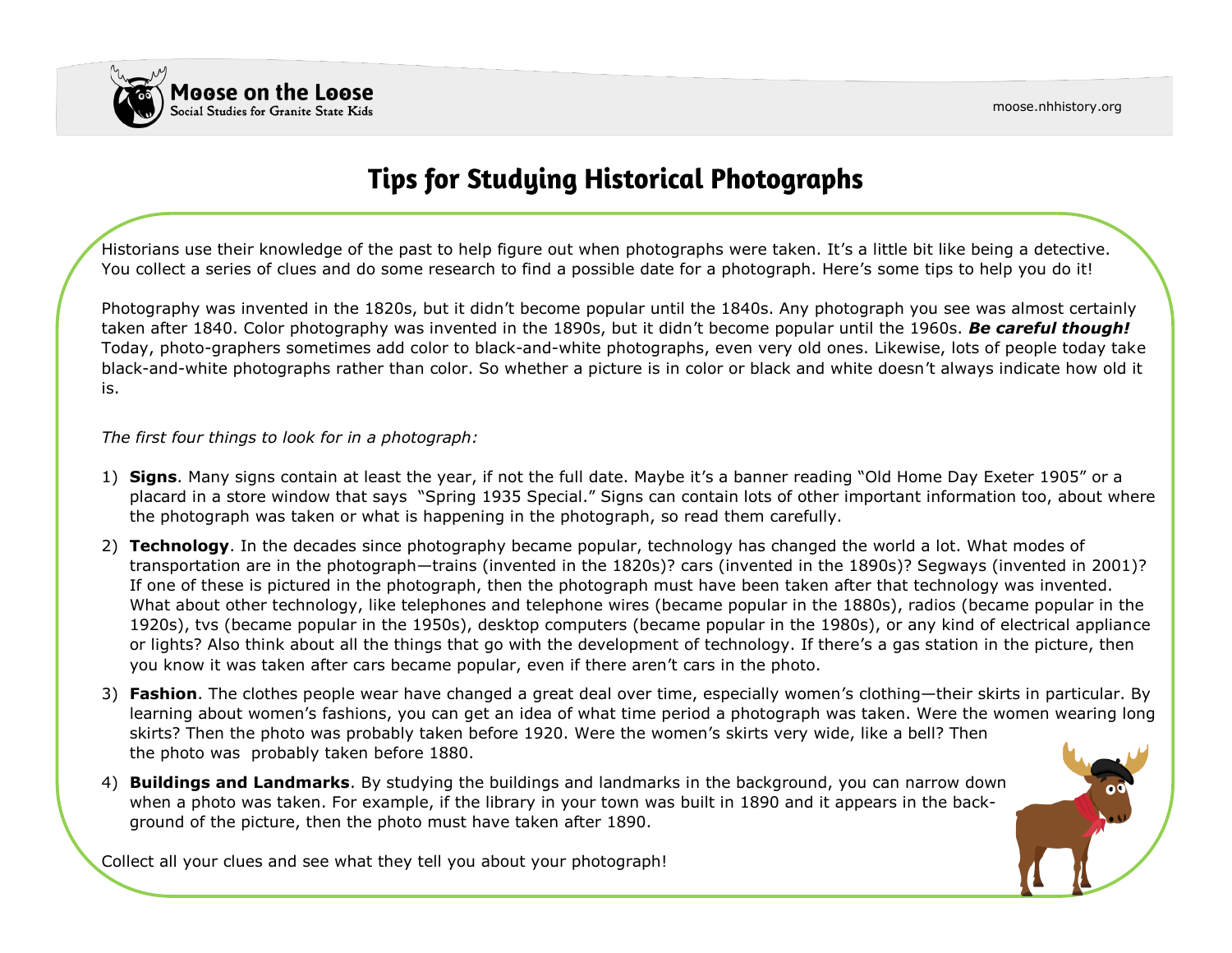# Tips for Studying Historical Photographs

Historians use their knowledge of the past to help figure out when photographs were taken. It's a little bit like being a detective. You collect a series of clues and do some research to find a possible date for a photograph. Here's some tips to help you do it!

Photography was invented in the 1820s, but it didn't become popular until the 1840s. Any photograph you see was almost certainly taken after 1840. Color photography was invented in the 1890s, but it didn't become popular until the 1960s. ***Be careful though!*** Today, photo-graphers sometimes add color to black-and-white photographs, even very old ones. Likewise, lots of people today take black-and-white photographs rather than color. So whether a picture is in color or black and white doesn't always indicate how old it is.

*The first four things to look for in a photograph:*

1) **Signs**. Many signs contain at least the year, if not the full date. Maybe it's a banner reading "Old Home Day Exeter 1905" or a placard in a store window that says "Spring 1935 Special." Signs can contain lots of other important information too, about where the photograph was taken or what is happening in the photograph, so read them carefully.

2) **Technology**. In the decades since photography became popular, technology has changed the world a lot. What modes of transportation are in the photograph—trains (invented in the 1820s)? cars (invented in the 1890s)? Segways (invented in 2001)? If one of these is pictured in the photograph, then the photograph must have been taken after that technology was invented. What about other technology, like telephones and telephone wires (became popular in the 1880s), radios (became popular in the 1920s), tvs (became popular in the 1950s), desktop computers (became popular in the 1980s), or any kind of electrical appliance or lights? Also think about all the things that go with the development of technology. If there's a gas station in the picture, then you know it was taken after cars became popular, even if there aren't cars in the photo.

3) **Fashion**. The clothes people wear have changed a great deal over time, especially women's clothing—their skirts in particular. By learning about women's fashions, you can get an idea of what time period a photograph was taken. Were the women wearing long skirts? Then the photo was probably taken before 1920. Were the women's skirts very wide, like a bell? Then the photo was probably taken before 1880.

4) **Buildings and Landmarks**. By studying the buildings and landmarks in the background, you can narrow down when a photo was taken. For example, if the library in your town was built in 1890 and it appears in the back-ground of the picture, then the photo must have taken after 1890.

Collect all your clues and see what they tell you about your photograph!